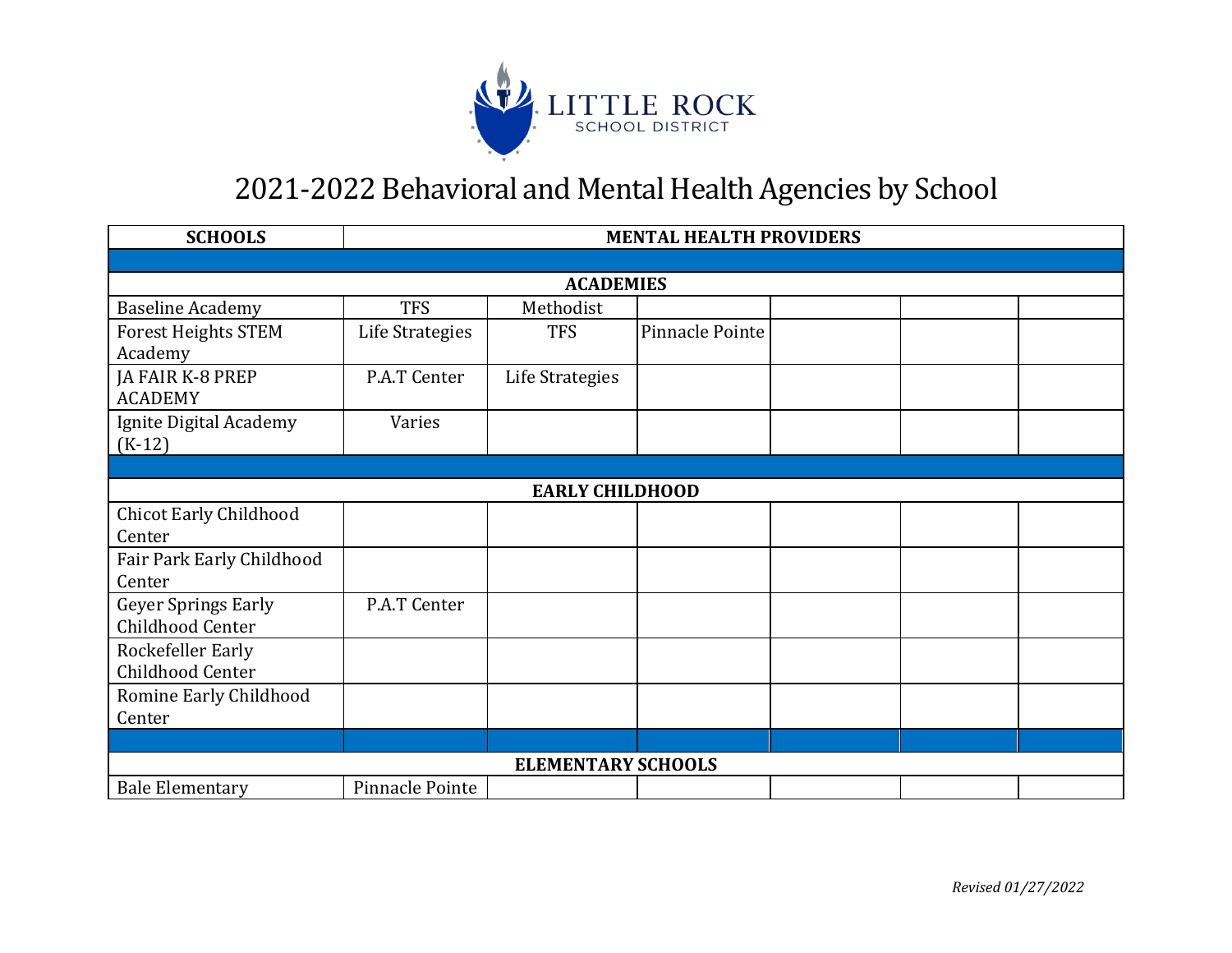LITTLE ROCK
SCHOOL DISTRICT

# 2021-2022 Behavioral and Mental Health Agencies by School

| SCHOOLS | MENTAL HEALTH PROVIDERS | | | | | |
|---|---|---|---|---|---|---|
| | | | | | | |
| **ACADEMIES** | | | | | | |
| Baseline Academy | TFS | Methodist | | | | |
| Forest Heights STEM Academy | Life Strategies | TFS | Pinnacle Pointe | | | |
| JA FAIR K-8 PREP ACADEMY | P.A.T Center | Life Strategies | | | | |
| Ignite Digital Academy (K-12) | Varies | | | | | |
| | | | | | | |
| **EARLY CHILDHOOD** | | | | | | |
| Chicot Early Childhood Center | | | | | | |
| Fair Park Early Childhood Center | | | | | | |
| Geyer Springs Early Childhood Center | P.A.T Center | | | | | |
| Rockefeller Early Childhood Center | | | | | | |
| Romine Early Childhood Center | | | | | | |
| | | | | | | |
| **ELEMENTARY SCHOOLS** | | | | | | |
| Bale Elementary | Pinnacle Pointe | | | | | |

*Revised 01/27/2022*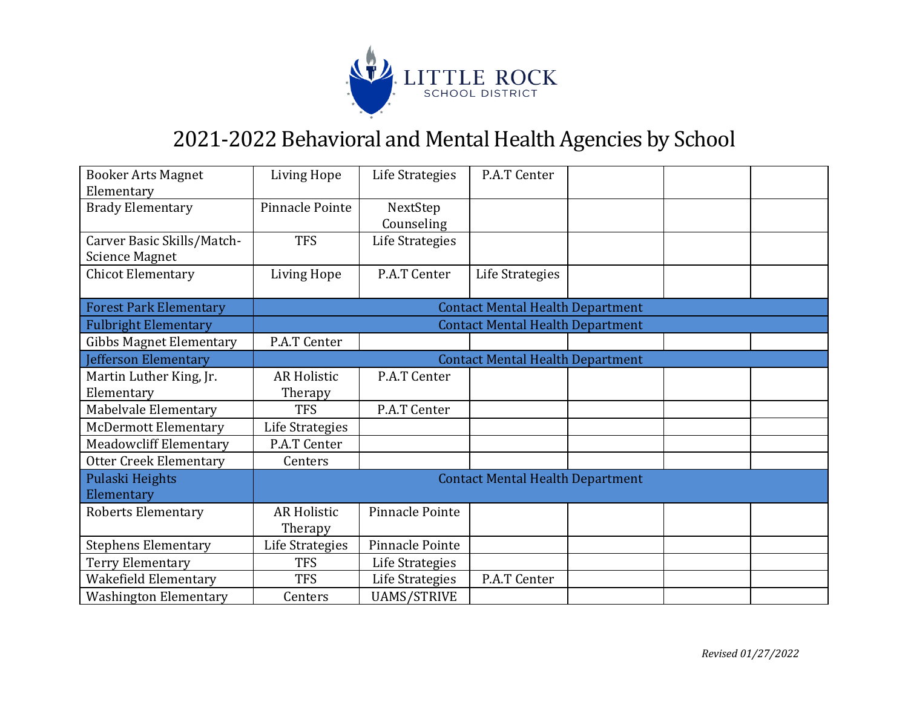LITTLE ROCK SCHOOL DISTRICT

# 2021-2022 Behavioral and Mental Health Agencies by School

| | | | | | | |
|---|---|---|---|---|---|---|
| Booker Arts Magnet Elementary | Living Hope | Life Strategies | P.A.T Center | | | |
| Brady Elementary | Pinnacle Pointe | NextStep Counseling | | | | |
| Carver Basic Skills/Match-Science Magnet | TFS | Life Strategies | | | | |
| Chicot Elementary | Living Hope | P.A.T Center | Life Strategies | | | |
| Forest Park Elementary | Contact Mental Health Department | | | | | |
| Fulbright Elementary | Contact Mental Health Department | | | | | |
| Gibbs Magnet Elementary | P.A.T Center | | | | | |
| Jefferson Elementary | Contact Mental Health Department | | | | | |
| Martin Luther King, Jr. Elementary | AR Holistic Therapy | P.A.T Center | | | | |
| Mabelvale Elementary | TFS | P.A.T Center | | | | |
| McDermott Elementary | Life Strategies | | | | | |
| Meadowcliff Elementary | P.A.T Center | | | | | |
| Otter Creek Elementary | Centers | | | | | |
| Pulaski Heights Elementary | Contact Mental Health Department | | | | | |
| Roberts Elementary | AR Holistic Therapy | Pinnacle Pointe | | | | |
| Stephens Elementary | Life Strategies | Pinnacle Pointe | | | | |
| Terry Elementary | TFS | Life Strategies | | | | |
| Wakefield Elementary | TFS | Life Strategies | P.A.T Center | | | |
| Washington Elementary | Centers | UAMS/STRIVE | | | | |

*Revised 01/27/2022*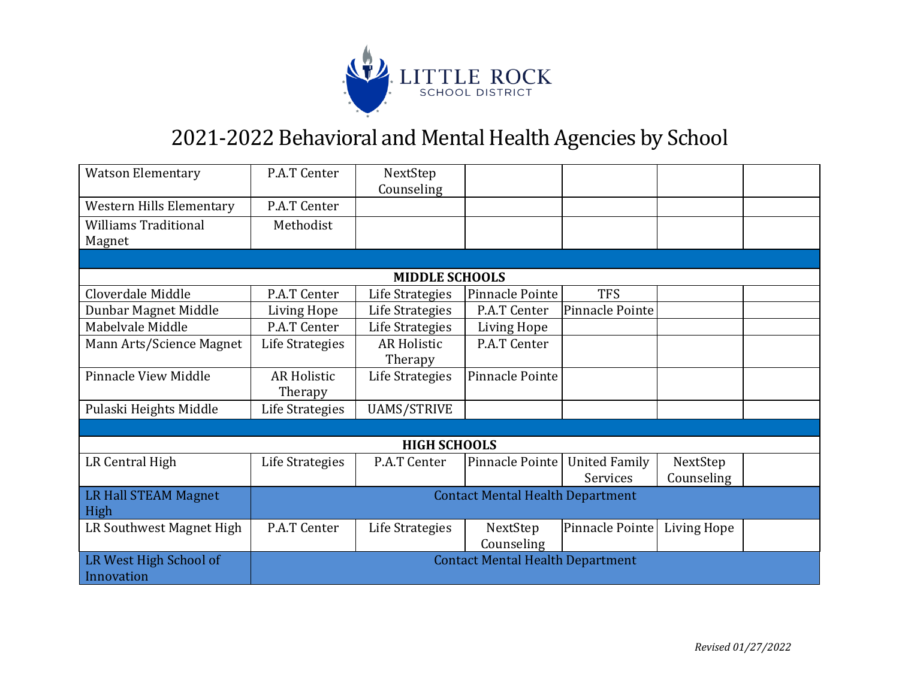# 2021-2022 Behavioral and Mental Health Agencies by School

| | | | | | | |
|---|---|---|---|---|---|---|
| Watson Elementary | P.A.T Center | NextStep Counseling | | | | |
| Western Hills Elementary | P.A.T Center | | | | | |
| Williams Traditional Magnet | Methodist | | | | | |
| | | | | | | |
| **MIDDLE SCHOOLS** | | | | | | |
| Cloverdale Middle | P.A.T Center | Life Strategies | Pinnacle Pointe | TFS | | |
| Dunbar Magnet Middle | Living Hope | Life Strategies | P.A.T Center | Pinnacle Pointe | | |
| Mabelvale Middle | P.A.T Center | Life Strategies | Living Hope | | | |
| Mann Arts/Science Magnet | Life Strategies | AR Holistic Therapy | P.A.T Center | | | |
| Pinnacle View Middle | AR Holistic Therapy | Life Strategies | Pinnacle Pointe | | | |
| Pulaski Heights Middle | Life Strategies | UAMS/STRIVE | | | | |
| | | | | | | |
| **HIGH SCHOOLS** | | | | | | |
| LR Central High | Life Strategies | P.A.T Center | Pinnacle Pointe | United Family Services | NextStep Counseling | |
| LR Hall STEAM Magnet High | Contact Mental Health Department | | | | | |
| LR Southwest Magnet High | P.A.T Center | Life Strategies | NextStep Counseling | Pinnacle Pointe | Living Hope | |
| LR West High School of Innovation | Contact Mental Health Department | | | | | |

*Revised 01/27/2022*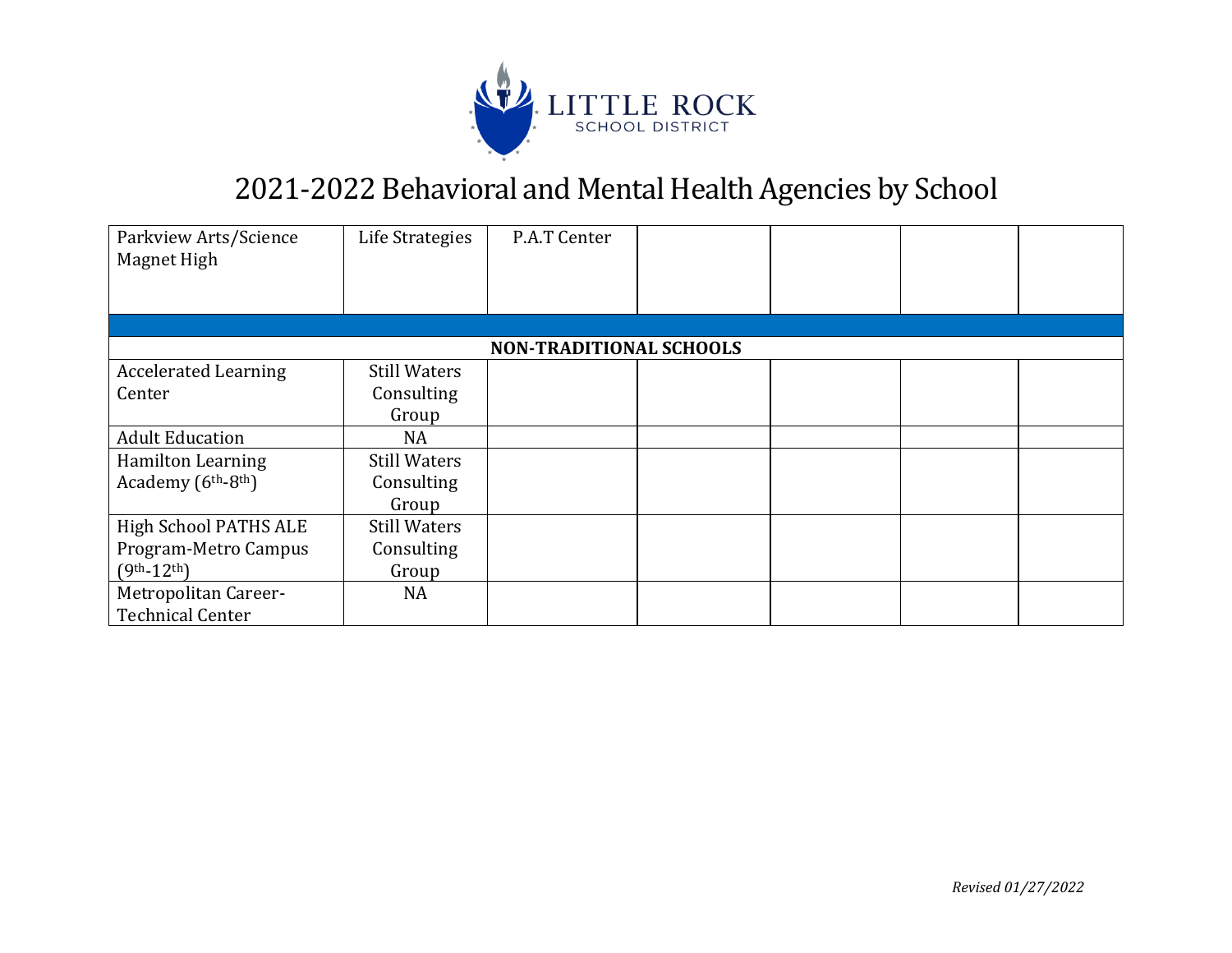LITTLE ROCK SCHOOL DISTRICT

# 2021-2022 Behavioral and Mental Health Agencies by School

| | | | | | | |
|---|---|---|---|---|---|---|
| Parkview Arts/Science Magnet High | Life Strategies | P.A.T Center | | | | |
| | | | | | | |
| **NON-TRADITIONAL SCHOOLS** | | | | | | |
| Accelerated Learning Center | Still Waters Consulting Group | | | | | |
| Adult Education | NA | | | | | |
| Hamilton Learning Academy (6th-8th) | Still Waters Consulting Group | | | | | |
| High School PATHS ALE Program-Metro Campus (9th-12th) | Still Waters Consulting Group | | | | | |
| Metropolitan Career-Technical Center | NA | | | | | |

*Revised 01/27/2022*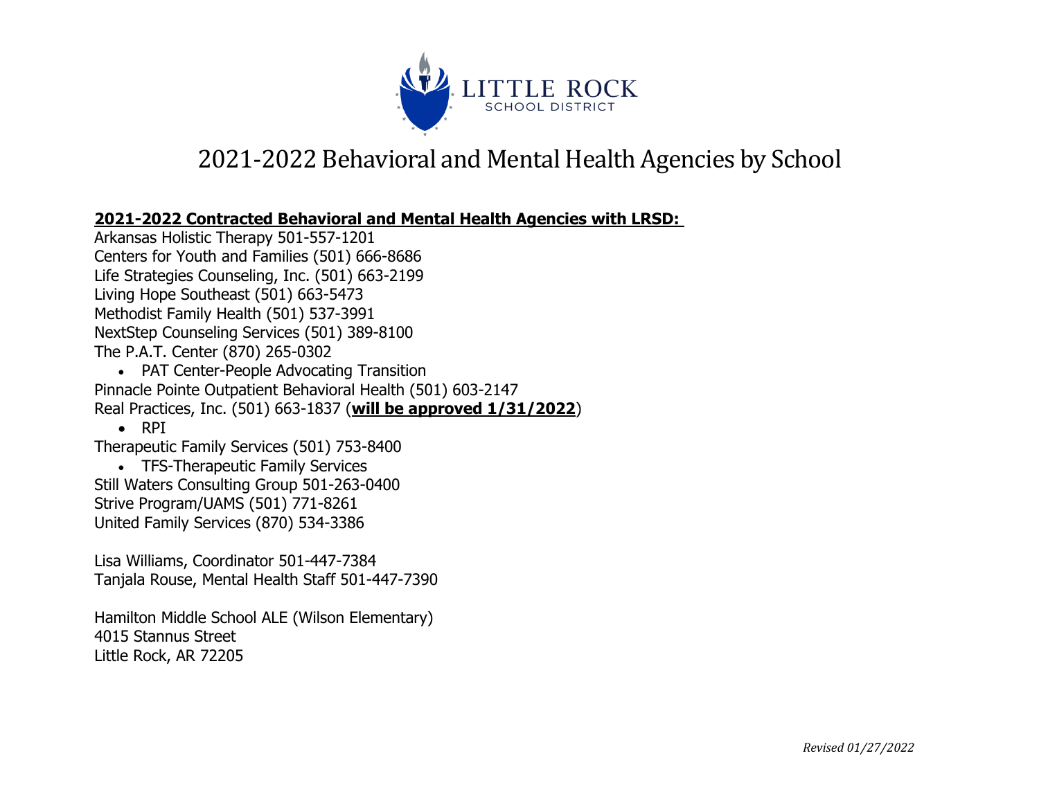LITTLE ROCK
SCHOOL DISTRICT

# 2021-2022 Behavioral and Mental Health Agencies by School

**2021-2022 Contracted Behavioral and Mental Health Agencies with LRSD:**

Arkansas Holistic Therapy 501-557-1201
Centers for Youth and Families (501) 666-8686
Life Strategies Counseling, Inc. (501) 663-2199
Living Hope Southeast (501) 663-5473
Methodist Family Health (501) 537-3991
NextStep Counseling Services (501) 389-8100
The P.A.T. Center (870) 265-0302

- PAT Center-People Advocating Transition

Pinnacle Pointe Outpatient Behavioral Health (501) 603-2147
Real Practices, Inc. (501) 663-1837 (**will be approved 1/31/2022**)

- RPI

Therapeutic Family Services (501) 753-8400

- TFS-Therapeutic Family Services

Still Waters Consulting Group 501-263-0400
Strive Program/UAMS (501) 771-8261
United Family Services (870) 534-3386

Lisa Williams, Coordinator 501-447-7384
Tanjala Rouse, Mental Health Staff 501-447-7390

Hamilton Middle School ALE (Wilson Elementary)
4015 Stannus Street
Little Rock, AR 72205

*Revised 01/27/2022*